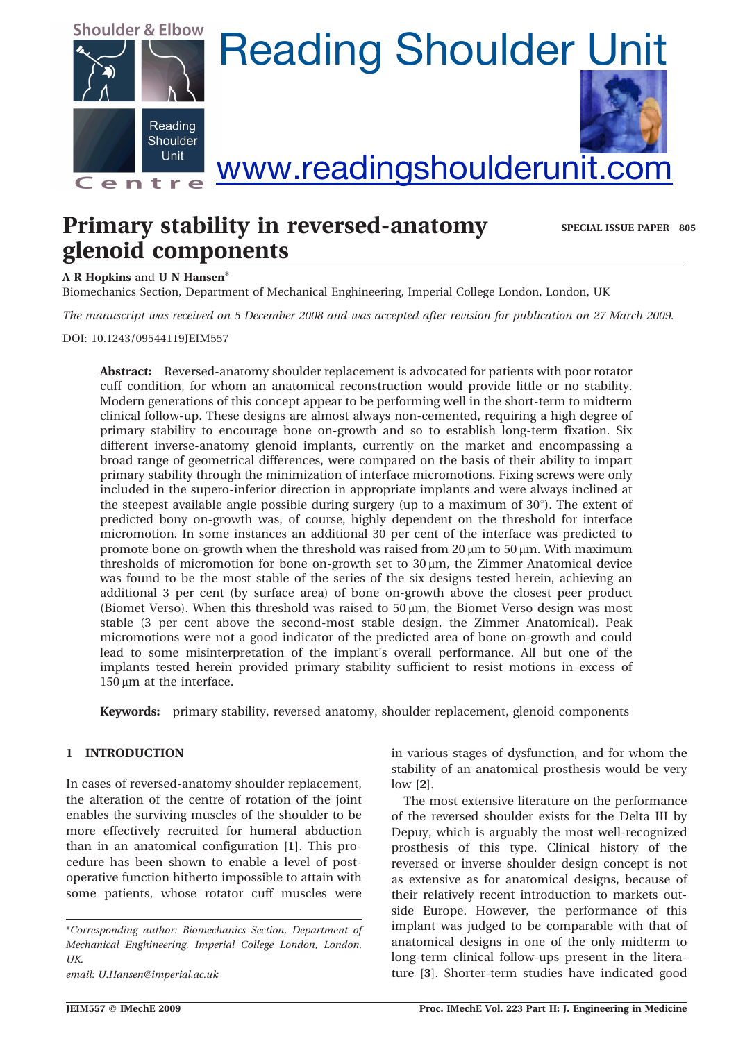Shoulder & Elbow

Reading Shoulder Unit

Centre

# Reading Shoulder Unit

www.readingshoulderunit.com

# Primary stability in reversed-anatomy glenoid components

SPECIAL ISSUE PAPER

**A R Hopkins** and **U N Hansen***

Biomechanics Section, Department of Mechanical Enghineering, Imperial College London, London, UK

*The manuscript was received on 5 December 2008 and was accepted after revision for publication on 27 March 2009.*

DOI: 10.1243/09544119JEIM557

**Abstract:** Reversed-anatomy shoulder replacement is advocated for patients with poor rotator cuff condition, for whom an anatomical reconstruction would provide little or no stability. Modern generations of this concept appear to be performing well in the short-term to midterm clinical follow-up. These designs are almost always non-cemented, requiring a high degree of primary stability to encourage bone on-growth and so to establish long-term fixation. Six different inverse-anatomy glenoid implants, currently on the market and encompassing a broad range of geometrical differences, were compared on the basis of their ability to impart primary stability through the minimization of interface micromotions. Fixing screws were only included in the supero-inferior direction in appropriate implants and were always inclined at the steepest available angle possible during surgery (up to a maximum of 30°). The extent of predicted bony on-growth was, of course, highly dependent on the threshold for interface micromotion. In some instances an additional 30 per cent of the interface was predicted to promote bone on-growth when the threshold was raised from 20 μm to 50 μm. With maximum thresholds of micromotion for bone on-growth set to 30 μm, the Zimmer Anatomical device was found to be the most stable of the series of the six designs tested herein, achieving an additional 3 per cent (by surface area) of bone on-growth above the closest peer product (Biomet Verso). When this threshold was raised to 50 μm, the Biomet Verso design was most stable (3 per cent above the second-most stable design, the Zimmer Anatomical). Peak micromotions were not a good indicator of the predicted area of bone on-growth and could lead to some misinterpretation of the implant's overall performance. All but one of the implants tested herein provided primary stability sufficient to resist motions in excess of 150 μm at the interface.

**Keywords:** primary stability, reversed anatomy, shoulder replacement, glenoid components

## 1 INTRODUCTION

In cases of reversed-anatomy shoulder replacement, the alteration of the centre of rotation of the joint enables the surviving muscles of the shoulder to be more effectively recruited for humeral abduction than in an anatomical configuration [**1**]. This procedure has been shown to enable a level of post-operative function hitherto impossible to attain with some patients, whose rotator cuff muscles were in various stages of dysfunction, and for whom the stability of an anatomical prosthesis would be very low [**2**].

The most extensive literature on the performance of the reversed shoulder exists for the Delta III by Depuy, which is arguably the most well-recognized prosthesis of this type. Clinical history of the reversed or inverse shoulder design concept is not as extensive as for anatomical designs, because of their relatively recent introduction to markets outside Europe. However, the performance of this implant was judged to be comparable with that of anatomical designs in one of the only midterm to long-term clinical follow-ups present in the literature [**3**]. Shorter-term studies have indicated good

*Corresponding author: Biomechanics Section, Department of Mechanical Enghineering, Imperial College London, London, UK.
email: U.Hansen@imperial.ac.uk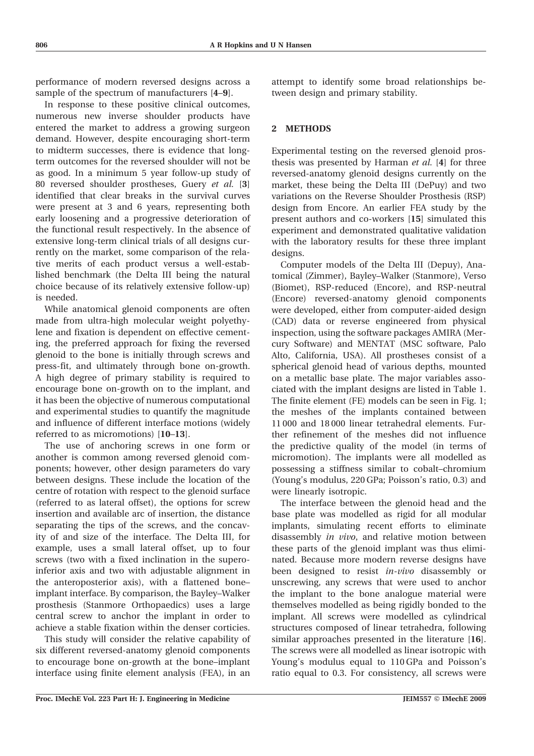performance of modern reversed designs across a sample of the spectrum of manufacturers [**4–9**].

In response to these positive clinical outcomes, numerous new inverse shoulder products have entered the market to address a growing surgeon demand. However, despite encouraging short-term to midterm successes, there is evidence that long-term outcomes for the reversed shoulder will not be as good. In a minimum 5 year follow-up study of 80 reversed shoulder prostheses, Guery *et al.* [**3**] identified that clear breaks in the survival curves were present at 3 and 6 years, representing both early loosening and a progressive deterioration of the functional result respectively. In the absence of extensive long-term clinical trials of all designs currently on the market, some comparison of the relative merits of each product versus a well-established benchmark (the Delta III being the natural choice because of its relatively extensive follow-up) is needed.

While anatomical glenoid components are often made from ultra-high molecular weight polyethylene and fixation is dependent on effective cementing, the preferred approach for fixing the reversed glenoid to the bone is initially through screws and press-fit, and ultimately through bone on-growth. A high degree of primary stability is required to encourage bone on-growth on to the implant, and it has been the objective of numerous computational and experimental studies to quantify the magnitude and influence of different interface motions (widely referred to as micromotions) [**10–13**].

The use of anchoring screws in one form or another is common among reversed glenoid components; however, other design parameters do vary between designs. These include the location of the centre of rotation with respect to the glenoid surface (referred to as lateral offset), the options for screw insertion and available arc of insertion, the distance separating the tips of the screws, and the concavity of and size of the interface. The Delta III, for example, uses a small lateral offset, up to four screws (two with a fixed inclination in the supero-inferior axis and two with adjustable alignment in the anteroposterior axis), with a flattened bone–implant interface. By comparison, the Bayley–Walker prosthesis (Stanmore Orthopaedics) uses a large central screw to anchor the implant in order to achieve a stable fixation within the denser corticies.

This study will consider the relative capability of six different reversed-anatomy glenoid components to encourage bone on-growth at the bone–implant interface using finite element analysis (FEA), in an attempt to identify some broad relationships between design and primary stability.

## 2 METHODS

Experimental testing on the reversed glenoid prosthesis was presented by Harman *et al.* [**4**] for three reversed-anatomy glenoid designs currently on the market, these being the Delta III (DePuy) and two variations on the Reverse Shoulder Prosthesis (RSP) design from Encore. An earlier FEA study by the present authors and co-workers [**15**] simulated this experiment and demonstrated qualitative validation with the laboratory results for these three implant designs.

Computer models of the Delta III (Depuy), Anatomical (Zimmer), Bayley–Walker (Stanmore), Verso (Biomet), RSP-reduced (Encore), and RSP-neutral (Encore) reversed-anatomy glenoid components were developed, either from computer-aided design (CAD) data or reverse engineered from physical inspection, using the software packages AMIRA (Mercury Software) and MENTAT (MSC software, Palo Alto, California, USA). All prostheses consist of a spherical glenoid head of various depths, mounted on a metallic base plate. The major variables associated with the implant designs are listed in Table 1. The finite element (FE) models can be seen in Fig. 1; the meshes of the implants contained between 11 000 and 18 000 linear tetrahedral elements. Further refinement of the meshes did not influence the predictive quality of the model (in terms of micromotion). The implants were all modelled as possessing a stiffness similar to cobalt–chromium (Young's modulus, 220 GPa; Poisson's ratio, 0.3) and were linearly isotropic.

The interface between the glenoid head and the base plate was modelled as rigid for all modular implants, simulating recent efforts to eliminate disassembly *in vivo*, and relative motion between these parts of the glenoid implant was thus eliminated. Because more modern reverse designs have been designed to resist *in-vivo* disassembly or unscrewing, any screws that were used to anchor the implant to the bone analogue material were themselves modelled as being rigidly bonded to the implant. All screws were modelled as cylindrical structures composed of linear tetrahedra, following similar approaches presented in the literature [**16**]. The screws were all modelled as linear isotropic with Young's modulus equal to 110 GPa and Poisson's ratio equal to 0.3. For consistency, all screws were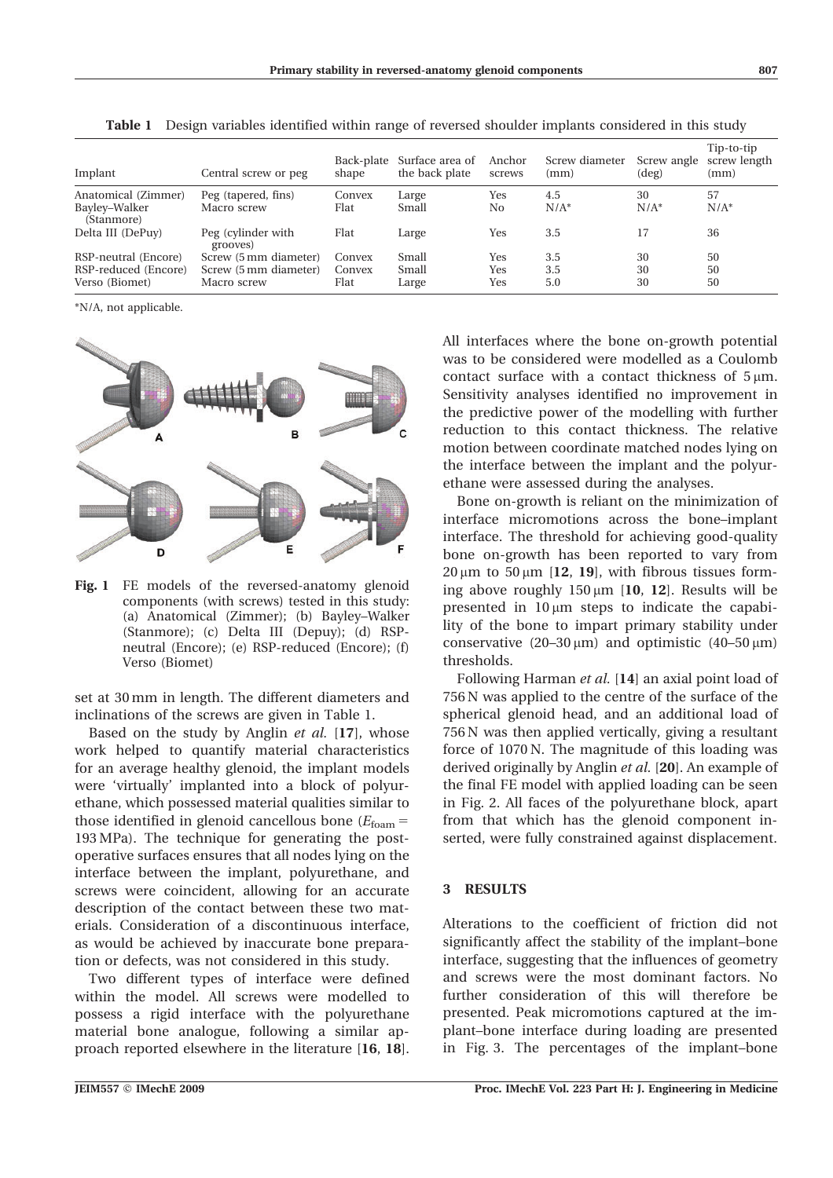**Table 1** Design variables identified within range of reversed shoulder implants considered in this study

| Implant | Central screw or peg | Back-plate shape | Surface area of the back plate | Anchor screws | Screw diameter (mm) | Screw angle (deg) | Tip-to-tip screw length (mm) |
|---|---|---|---|---|---|---|---|
| Anatomical (Zimmer) | Peg (tapered, fins) | Convex | Large | Yes | 4.5 | 30 | 57 |
| Bayley–Walker (Stanmore) | Macro screw | Flat | Small | No | N/A* | N/A* | N/A* |
| Delta III (DePuy) | Peg (cylinder with grooves) | Flat | Large | Yes | 3.5 | 17 | 36 |
| RSP-neutral (Encore) | Screw (5 mm diameter) | Convex | Small | Yes | 3.5 | 30 | 50 |
| RSP-reduced (Encore) | Screw (5 mm diameter) | Convex | Small | Yes | 3.5 | 30 | 50 |
| Verso (Biomet) | Macro screw | Flat | Large | Yes | 5.0 | 30 | 50 |

*N/A, not applicable.

**Fig. 1** FE models of the reversed-anatomy glenoid components (with screws) tested in this study: (a) Anatomical (Zimmer); (b) Bayley–Walker (Stanmore); (c) Delta III (Depuy); (d) RSP-neutral (Encore); (e) RSP-reduced (Encore); (f) Verso (Biomet)

set at 30 mm in length. The different diameters and inclinations of the screws are given in Table 1.

Based on the study by Anglin *et al.* [**17**], whose work helped to quantify material characteristics for an average healthy glenoid, the implant models were 'virtually' implanted into a block of polyurethane, which possessed material qualities similar to those identified in glenoid cancellous bone ($E_{foam} =$ 193 MPa). The technique for generating the post-operative surfaces ensures that all nodes lying on the interface between the implant, polyurethane, and screws were coincident, allowing for an accurate description of the contact between these two materials. Consideration of a discontinuous interface, as would be achieved by inaccurate bone preparation or defects, was not considered in this study.

Two different types of interface were defined within the model. All screws were modelled to possess a rigid interface with the polyurethane material bone analogue, following a similar approach reported elsewhere in the literature [**16**, **18**]. All interfaces where the bone on-growth potential was to be considered were modelled as a Coulomb contact surface with a contact thickness of 5 μm. Sensitivity analyses identified no improvement in the predictive power of the modelling with further reduction to this contact thickness. The relative motion between coordinate matched nodes lying on the interface between the implant and the polyurethane were assessed during the analyses.

Bone on-growth is reliant on the minimization of interface micromotions across the bone–implant interface. The threshold for achieving good-quality bone on-growth has been reported to vary from 20 μm to 50 μm [**12**, **19**], with fibrous tissues forming above roughly 150 μm [**10**, **12**]. Results will be presented in 10 μm steps to indicate the capability of the bone to impart primary stability under conservative (20–30 μm) and optimistic (40–50 μm) thresholds.

Following Harman *et al.* [**14**] an axial point load of 756 N was applied to the centre of the surface of the spherical glenoid head, and an additional load of 756 N was then applied vertically, giving a resultant force of 1070 N. The magnitude of this loading was derived originally by Anglin *et al.* [**20**]. An example of the final FE model with applied loading can be seen in Fig. 2. All faces of the polyurethane block, apart from that which has the glenoid component inserted, were fully constrained against displacement.

## 3 RESULTS

Alterations to the coefficient of friction did not significantly affect the stability of the implant–bone interface, suggesting that the influences of geometry and screws were the most dominant factors. No further consideration of this will therefore be presented. Peak micromotions captured at the implant–bone interface during loading are presented in Fig. 3. The percentages of the implant–bone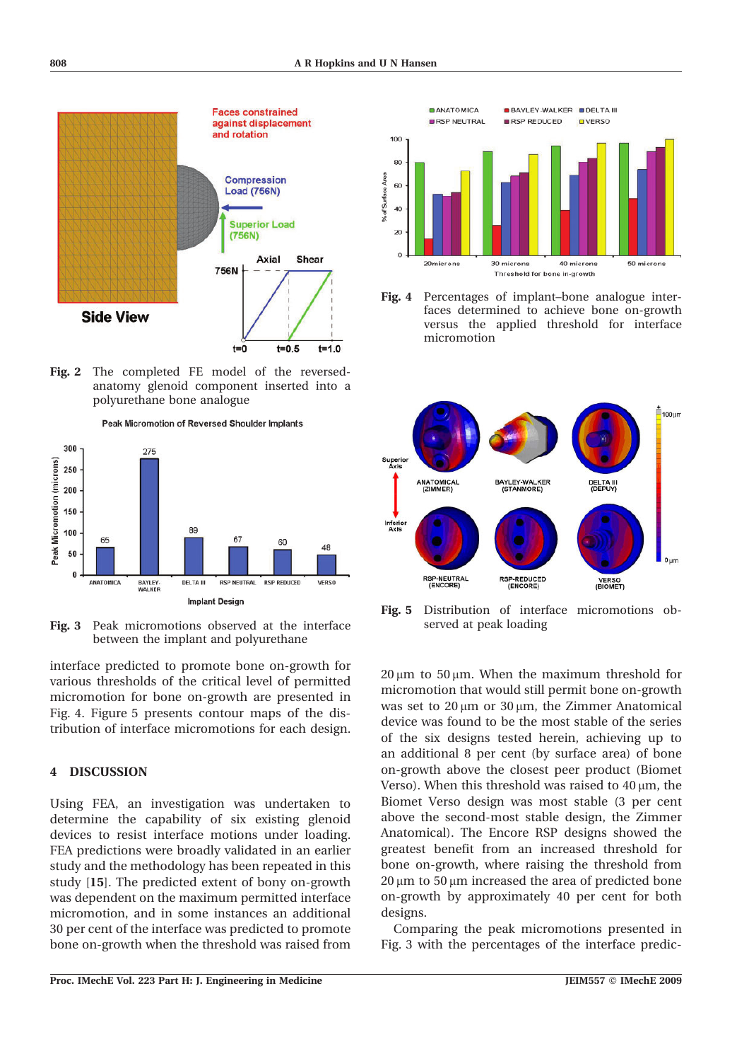Fig. 2 The completed FE model of the reversed-anatomy glenoid component inserted into a polyurethane bone analogue

Fig. 3 Peak micromotions observed at the interface between the implant and polyurethane

Fig. 4 Percentages of implant–bone analogue interfaces determined to achieve bone on-growth versus the applied threshold for interface micromotion

Fig. 5 Distribution of interface micromotions observed at peak loading

interface predicted to promote bone on-growth for various thresholds of the critical level of permitted micromotion for bone on-growth are presented in Fig. 4. Figure 5 presents contour maps of the distribution of interface micromotions for each design.

## 4 DISCUSSION

Using FEA, an investigation was undertaken to determine the capability of six existing glenoid devices to resist interface motions under loading. FEA predictions were broadly validated in an earlier study and the methodology has been repeated in this study [**15**]. The predicted extent of bony on-growth was dependent on the maximum permitted interface micromotion, and in some instances an additional 30 per cent of the interface was predicted to promote bone on-growth when the threshold was raised from 20 μm to 50 μm. When the maximum threshold for micromotion that would still permit bone on-growth was set to 20 μm or 30 μm, the Zimmer Anatomical device was found to be the most stable of the series of the six designs tested herein, achieving up to an additional 8 per cent (by surface area) of bone on-growth above the closest peer product (Biomet Verso). When this threshold was raised to 40 μm, the Biomet Verso design was most stable (3 per cent above the second-most stable design, the Zimmer Anatomical). The Encore RSP designs showed the greatest benefit from an increased threshold for bone on-growth, where raising the threshold from 20 μm to 50 μm increased the area of predicted bone on-growth by approximately 40 per cent for both designs.

Comparing the peak micromotions presented in Fig. 3 with the percentages of the interface predic-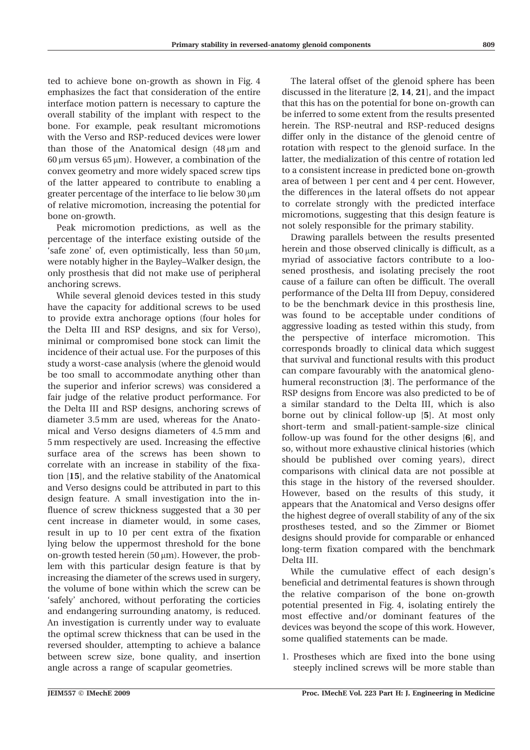ted to achieve bone on-growth as shown in Fig. 4 emphasizes the fact that consideration of the entire interface motion pattern is necessary to capture the overall stability of the implant with respect to the bone. For example, peak resultant micromotions with the Verso and RSP-reduced devices were lower than those of the Anatomical design (48 μm and 60 μm versus 65 μm). However, a combination of the convex geometry and more widely spaced screw tips of the latter appeared to contribute to enabling a greater percentage of the interface to lie below 30 μm of relative micromotion, increasing the potential for bone on-growth.

Peak micromotion predictions, as well as the percentage of the interface existing outside of the 'safe zone' of, even optimistically, less than 50 μm, were notably higher in the Bayley–Walker design, the only prosthesis that did not make use of peripheral anchoring screws.

While several glenoid devices tested in this study have the capacity for additional screws to be used to provide extra anchorage options (four holes for the Delta III and RSP designs, and six for Verso), minimal or compromised bone stock can limit the incidence of their actual use. For the purposes of this study a worst-case analysis (where the glenoid would be too small to accommodate anything other than the superior and inferior screws) was considered a fair judge of the relative product performance. For the Delta III and RSP designs, anchoring screws of diameter 3.5 mm are used, whereas for the Anatomical and Verso designs diameters of 4.5 mm and 5 mm respectively are used. Increasing the effective surface area of the screws has been shown to correlate with an increase in stability of the fixation [**15**], and the relative stability of the Anatomical and Verso designs could be attributed in part to this design feature. A small investigation into the influence of screw thickness suggested that a 30 per cent increase in diameter would, in some cases, result in up to 10 per cent extra of the fixation lying below the uppermost threshold for the bone on-growth tested herein (50 μm). However, the problem with this particular design feature is that by increasing the diameter of the screws used in surgery, the volume of bone within which the screw can be 'safely' anchored, without perforating the corticies and endangering surrounding anatomy, is reduced. An investigation is currently under way to evaluate the optimal screw thickness that can be used in the reversed shoulder, attempting to achieve a balance between screw size, bone quality, and insertion angle across a range of scapular geometries.

The lateral offset of the glenoid sphere has been discussed in the literature [**2**, **14**, **21**], and the impact that this has on the potential for bone on-growth can be inferred to some extent from the results presented herein. The RSP-neutral and RSP-reduced designs differ only in the distance of the glenoid centre of rotation with respect to the glenoid surface. In the latter, the medialization of this centre of rotation led to a consistent increase in predicted bone on-growth area of between 1 per cent and 4 per cent. However, the differences in the lateral offsets do not appear to correlate strongly with the predicted interface micromotions, suggesting that this design feature is not solely responsible for the primary stability.

Drawing parallels between the results presented herein and those observed clinically is difficult, as a myriad of associative factors contribute to a loosened prosthesis, and isolating precisely the root cause of a failure can often be difficult. The overall performance of the Delta III from Depuy, considered to be the benchmark device in this prosthesis line, was found to be acceptable under conditions of aggressive loading as tested within this study, from the perspective of interface micromotion. This corresponds broadly to clinical data which suggest that survival and functional results with this product can compare favourably with the anatomical glenohumeral reconstruction [**3**]. The performance of the RSP designs from Encore was also predicted to be of a similar standard to the Delta III, which is also borne out by clinical follow-up [**5**]. At most only short-term and small-patient-sample-size clinical follow-up was found for the other designs [**6**], and so, without more exhaustive clinical histories (which should be published over coming years), direct comparisons with clinical data are not possible at this stage in the history of the reversed shoulder. However, based on the results of this study, it appears that the Anatomical and Verso designs offer the highest degree of overall stability of any of the six prostheses tested, and so the Zimmer or Biomet designs should provide for comparable or enhanced long-term fixation compared with the benchmark Delta III.

While the cumulative effect of each design's beneficial and detrimental features is shown through the relative comparison of the bone on-growth potential presented in Fig. 4, isolating entirely the most effective and/or dominant features of the devices was beyond the scope of this work. However, some qualified statements can be made.

1. Prostheses which are fixed into the bone using steeply inclined screws will be more stable than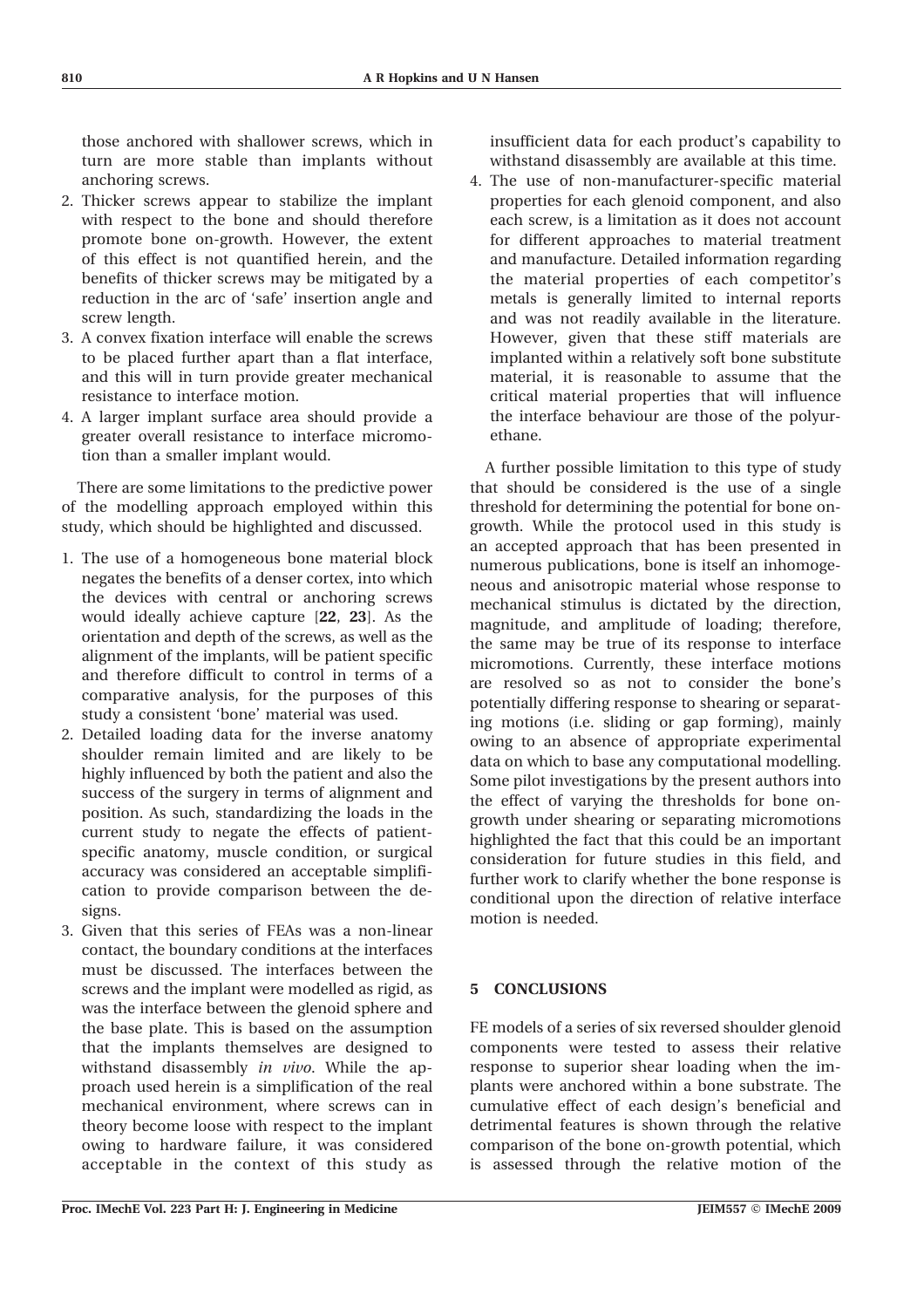those anchored with shallower screws, which in turn are more stable than implants without anchoring screws.

2. Thicker screws appear to stabilize the implant with respect to the bone and should therefore promote bone on-growth. However, the extent of this effect is not quantified herein, and the benefits of thicker screws may be mitigated by a reduction in the arc of 'safe' insertion angle and screw length.
3. A convex fixation interface will enable the screws to be placed further apart than a flat interface, and this will in turn provide greater mechanical resistance to interface motion.
4. A larger implant surface area should provide a greater overall resistance to interface micromotion than a smaller implant would.

There are some limitations to the predictive power of the modelling approach employed within this study, which should be highlighted and discussed.

1. The use of a homogeneous bone material block negates the benefits of a denser cortex, into which the devices with central or anchoring screws would ideally achieve capture [**22**, **23**]. As the orientation and depth of the screws, as well as the alignment of the implants, will be patient specific and therefore difficult to control in terms of a comparative analysis, for the purposes of this study a consistent 'bone' material was used.
2. Detailed loading data for the inverse anatomy shoulder remain limited and are likely to be highly influenced by both the patient and also the success of the surgery in terms of alignment and position. As such, standardizing the loads in the current study to negate the effects of patient-specific anatomy, muscle condition, or surgical accuracy was considered an acceptable simplification to provide comparison between the designs.
3. Given that this series of FEAs was a non-linear contact, the boundary conditions at the interfaces must be discussed. The interfaces between the screws and the implant were modelled as rigid, as was the interface between the glenoid sphere and the base plate. This is based on the assumption that the implants themselves are designed to withstand disassembly *in vivo*. While the approach used herein is a simplification of the real mechanical environment, where screws can in theory become loose with respect to the implant owing to hardware failure, it was considered acceptable in the context of this study as insufficient data for each product's capability to withstand disassembly are available at this time.
4. The use of non-manufacturer-specific material properties for each glenoid component, and also each screw, is a limitation as it does not account for different approaches to material treatment and manufacture. Detailed information regarding the material properties of each competitor's metals is generally limited to internal reports and was not readily available in the literature. However, given that these stiff materials are implanted within a relatively soft bone substitute material, it is reasonable to assume that the critical material properties that will influence the interface behaviour are those of the polyurethane.

A further possible limitation to this type of study that should be considered is the use of a single threshold for determining the potential for bone on-growth. While the protocol used in this study is an accepted approach that has been presented in numerous publications, bone is itself an inhomogeneous and anisotropic material whose response to mechanical stimulus is dictated by the direction, magnitude, and amplitude of loading; therefore, the same may be true of its response to interface micromotions. Currently, these interface motions are resolved so as not to consider the bone's potentially differing response to shearing or separating motions (i.e. sliding or gap forming), mainly owing to an absence of appropriate experimental data on which to base any computational modelling. Some pilot investigations by the present authors into the effect of varying the thresholds for bone on-growth under shearing or separating micromotions highlighted the fact that this could be an important consideration for future studies in this field, and further work to clarify whether the bone response is conditional upon the direction of relative interface motion is needed.

## 5 CONCLUSIONS

FE models of a series of six reversed shoulder glenoid components were tested to assess their relative response to superior shear loading when the implants were anchored within a bone substrate. The cumulative effect of each design's beneficial and detrimental features is shown through the relative comparison of the bone on-growth potential, which is assessed through the relative motion of the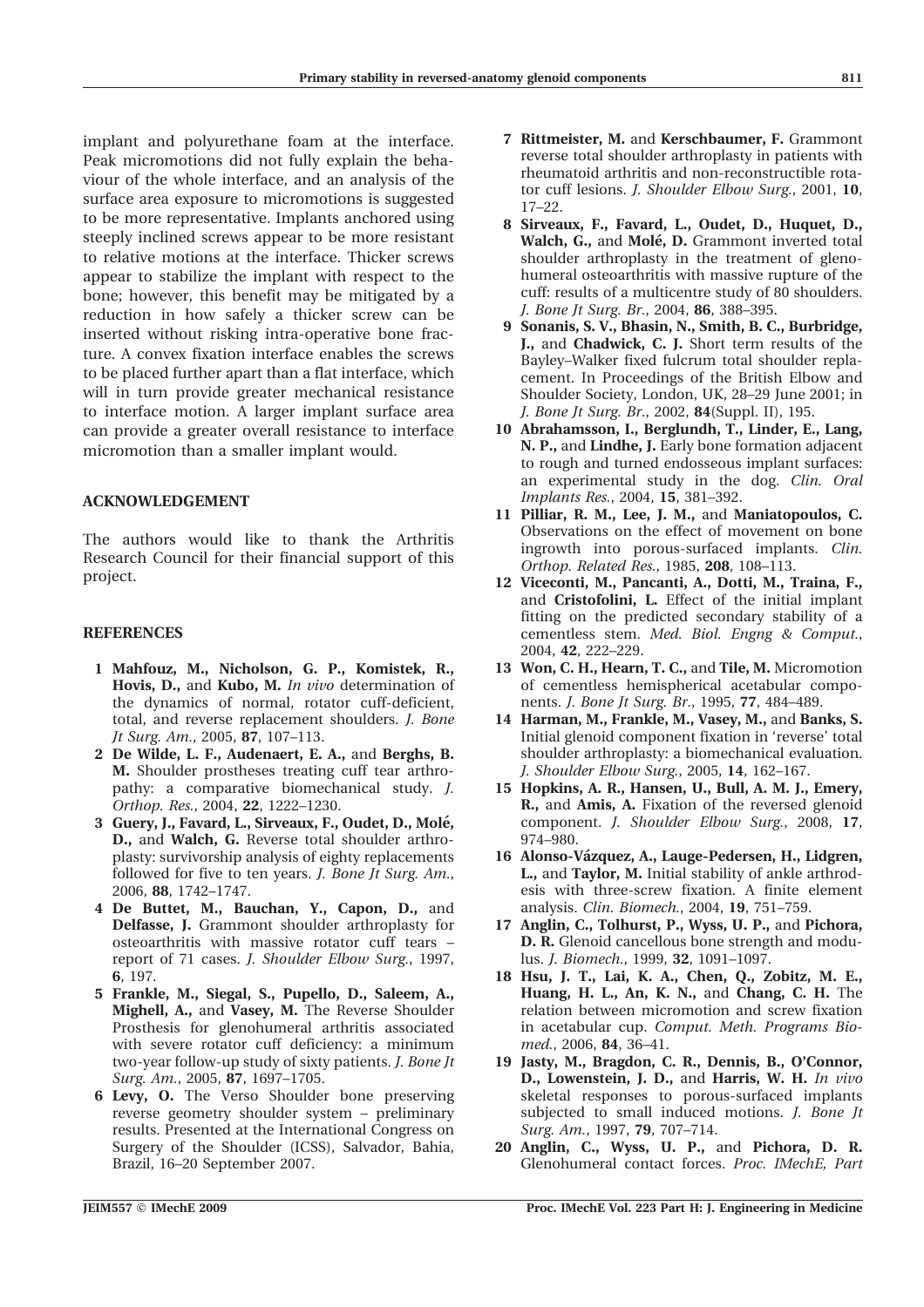implant and polyurethane foam at the interface. Peak micromotions did not fully explain the behaviour of the whole interface, and an analysis of the surface area exposure to micromotions is suggested to be more representative. Implants anchored using steeply inclined screws appear to be more resistant to relative motions at the interface. Thicker screws appear to stabilize the implant with respect to the bone; however, this benefit may be mitigated by a reduction in how safely a thicker screw can be inserted without risking intra-operative bone fracture. A convex fixation interface enables the screws to be placed further apart than a flat interface, which will in turn provide greater mechanical resistance to interface motion. A larger implant surface area can provide a greater overall resistance to interface micromotion than a smaller implant would.

## ACKNOWLEDGEMENT

The authors would like to thank the Arthritis Research Council for their financial support of this project.

## REFERENCES

1 **Mahfouz, M., Nicholson, G. P., Komistek, R., Hovis, D.,** and **Kubo, M.** *In vivo* determination of the dynamics of normal, rotator cuff-deficient, total, and reverse replacement shoulders. *J. Bone Jt Surg. Am.*, 2005, **87**, 107–113.

2 **De Wilde, L. F., Audenaert, E. A.,** and **Berghs, B. M.** Shoulder prostheses treating cuff tear arthropathy: a comparative biomechanical study. *J. Orthop. Res.*, 2004, **22**, 1222–1230.

3 **Guery, J., Favard, L., Sirveaux, F., Oudet, D., Molé, D.,** and **Walch, G.** Reverse total shoulder arthroplasty: survivorship analysis of eighty replacements followed for five to ten years. *J. Bone Jt Surg. Am.*, 2006, **88**, 1742–1747.

4 **De Buttet, M., Bauchan, Y., Capon, D.,** and **Delfasse, J.** Grammont shoulder arthroplasty for osteoarthritis with massive rotator cuff tears – report of 71 cases. *J. Shoulder Elbow Surg.*, 1997, **6**, 197.

5 **Frankle, M., Siegal, S., Pupello, D., Saleem, A., Mighell, A.,** and **Vasey, M.** The Reverse Shoulder Prosthesis for glenohumeral arthritis associated with severe rotator cuff deficiency: a minimum two-year follow-up study of sixty patients. *J. Bone Jt Surg. Am.*, 2005, **87**, 1697–1705.

6 **Levy, O.** The Verso Shoulder bone preserving reverse geometry shoulder system – preliminary results. Presented at the International Congress on Surgery of the Shoulder (ICSS), Salvador, Bahia, Brazil, 16–20 September 2007.

7 **Rittmeister, M.** and **Kerschbaumer, F.** Grammont reverse total shoulder arthroplasty in patients with rheumatoid arthritis and non-reconstructible rotator cuff lesions. *J. Shoulder Elbow Surg.*, 2001, **10**, 17–22.

8 **Sirveaux, F., Favard, L., Oudet, D., Huquet, D., Walch, G.,** and **Molé, D.** Grammont inverted total shoulder arthroplasty in the treatment of glenohumeral osteoarthritis with massive rupture of the cuff: results of a multicentre study of 80 shoulders. *J. Bone Jt Surg. Br.*, 2004, **86**, 388–395.

9 **Sonanis, S. V., Bhasin, N., Smith, B. C., Burbridge, J.,** and **Chadwick, C. J.** Short term results of the Bayley–Walker fixed fulcrum total shoulder replacement. In Proceedings of the British Elbow and Shoulder Society, London, UK, 28–29 June 2001; in *J. Bone Jt Surg. Br.*, 2002, **84**(Suppl. II), 195.

10 **Abrahamsson, I., Berglundh, T., Linder, E., Lang, N. P.,** and **Lindhe, J.** Early bone formation adjacent to rough and turned endosseous implant surfaces: an experimental study in the dog. *Clin. Oral Implants Res.*, 2004, **15**, 381–392.

11 **Pilliar, R. M., Lee, J. M.,** and **Maniatopoulos, C.** Observations on the effect of movement on bone ingrowth into porous-surfaced implants. *Clin. Orthop. Related Res.*, 1985, **208**, 108–113.

12 **Viceconti, M., Pancanti, A., Dotti, M., Traina, F.,** and **Cristofolini, L.** Effect of the initial implant fitting on the predicted secondary stability of a cementless stem. *Med. Biol. Engng & Comput.*, 2004, **42**, 222–229.

13 **Won, C. H., Hearn, T. C.,** and **Tile, M.** Micromotion of cementless hemispherical acetabular components. *J. Bone Jt Surg. Br.*, 1995, **77**, 484–489.

14 **Harman, M., Frankle, M., Vasey, M.,** and **Banks, S.** Initial glenoid component fixation in 'reverse' total shoulder arthroplasty: a biomechanical evaluation. *J. Shoulder Elbow Surg.*, 2005, **14**, 162–167.

15 **Hopkins, A. R., Hansen, U., Bull, A. M. J., Emery, R.,** and **Amis, A.** Fixation of the reversed glenoid component. *J. Shoulder Elbow Surg.*, 2008, **17**, 974–980.

16 **Alonso-Vázquez, A., Lauge-Pedersen, H., Lidgren, L.,** and **Taylor, M.** Initial stability of ankle arthrodesis with three-screw fixation. A finite element analysis. *Clin. Biomech.*, 2004, **19**, 751–759.

17 **Anglin, C., Tolhurst, P., Wyss, U. P.,** and **Pichora, D. R.** Glenoid cancellous bone strength and modulus. *J. Biomech.*, 1999, **32**, 1091–1097.

18 **Hsu, J. T., Lai, K. A., Chen, Q., Zobitz, M. E., Huang, H. L., An, K. N.,** and **Chang, C. H.** The relation between micromotion and screw fixation in acetabular cup. *Comput. Meth. Programs Biomed.*, 2006, **84**, 36–41.

19 **Jasty, M., Bragdon, C. R., Dennis, B., O'Connor, D., Lowenstein, J. D.,** and **Harris, W. H.** *In vivo* skeletal responses to porous-surfaced implants subjected to small induced motions. *J. Bone Jt Surg. Am.*, 1997, **79**, 707–714.

20 **Anglin, C., Wyss, U. P.,** and **Pichora, D. R.** Glenohumeral contact forces. *Proc. IMechE, Part*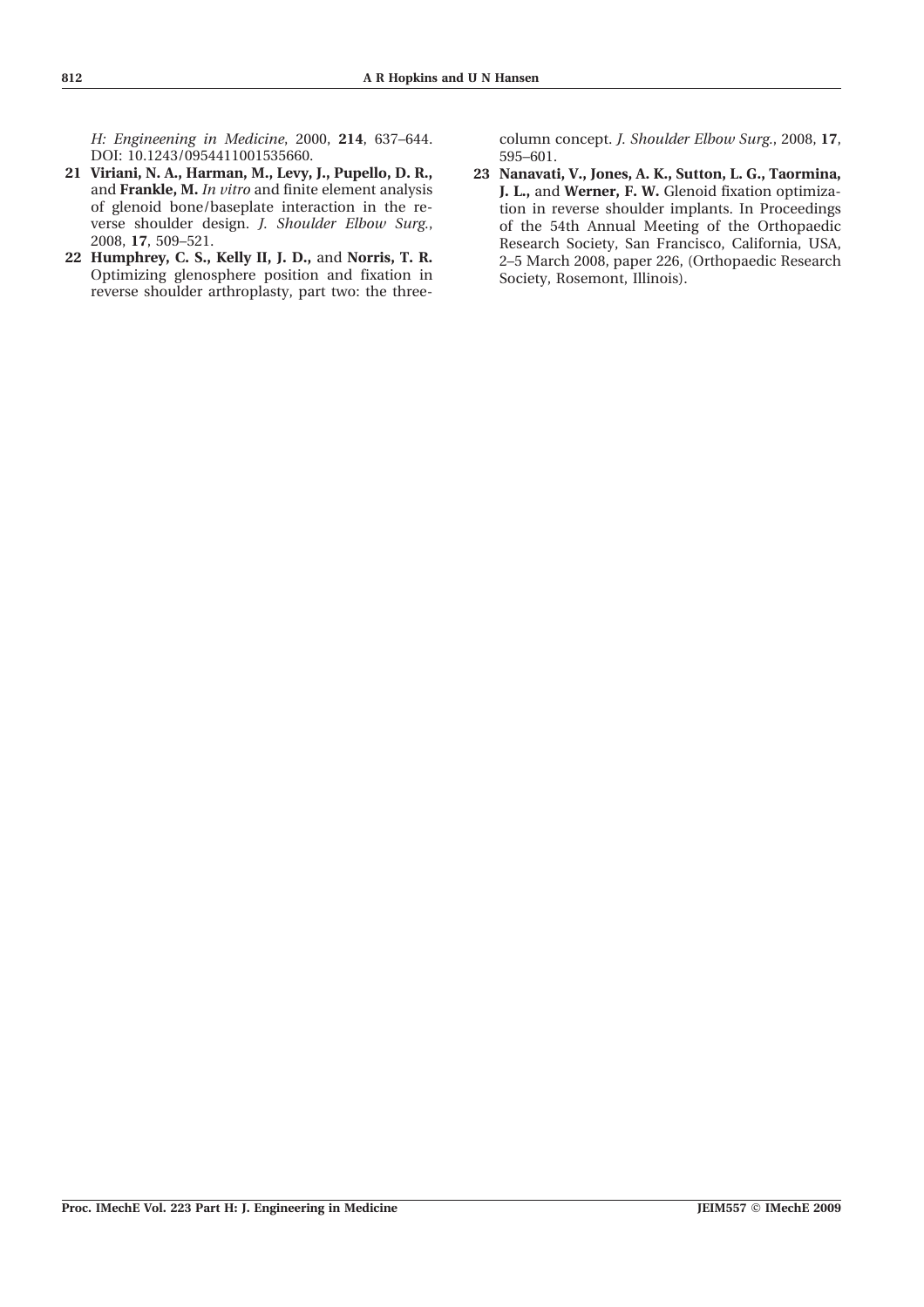*H: Engineering in Medicine*, 2000, **214**, 637–644. DOI: 10.1243/0954411001535660.

21 **Viriani, N. A., Harman, M., Levy, J., Pupello, D. R.,** and **Frankle, M.** *In vitro* and finite element analysis of glenoid bone/baseplate interaction in the reverse shoulder design. *J. Shoulder Elbow Surg.*, 2008, **17**, 509–521.

22 **Humphrey, C. S., Kelly II, J. D.,** and **Norris, T. R.** Optimizing glenosphere position and fixation in reverse shoulder arthroplasty, part two: the three-column concept. *J. Shoulder Elbow Surg.*, 2008, **17**, 595–601.

23 **Nanavati, V., Jones, A. K., Sutton, L. G., Taormina, J. L.,** and **Werner, F. W.** Glenoid fixation optimization in reverse shoulder implants. In Proceedings of the 54th Annual Meeting of the Orthopaedic Research Society, San Francisco, California, USA, 2–5 March 2008, paper 226, (Orthopaedic Research Society, Rosemont, Illinois).